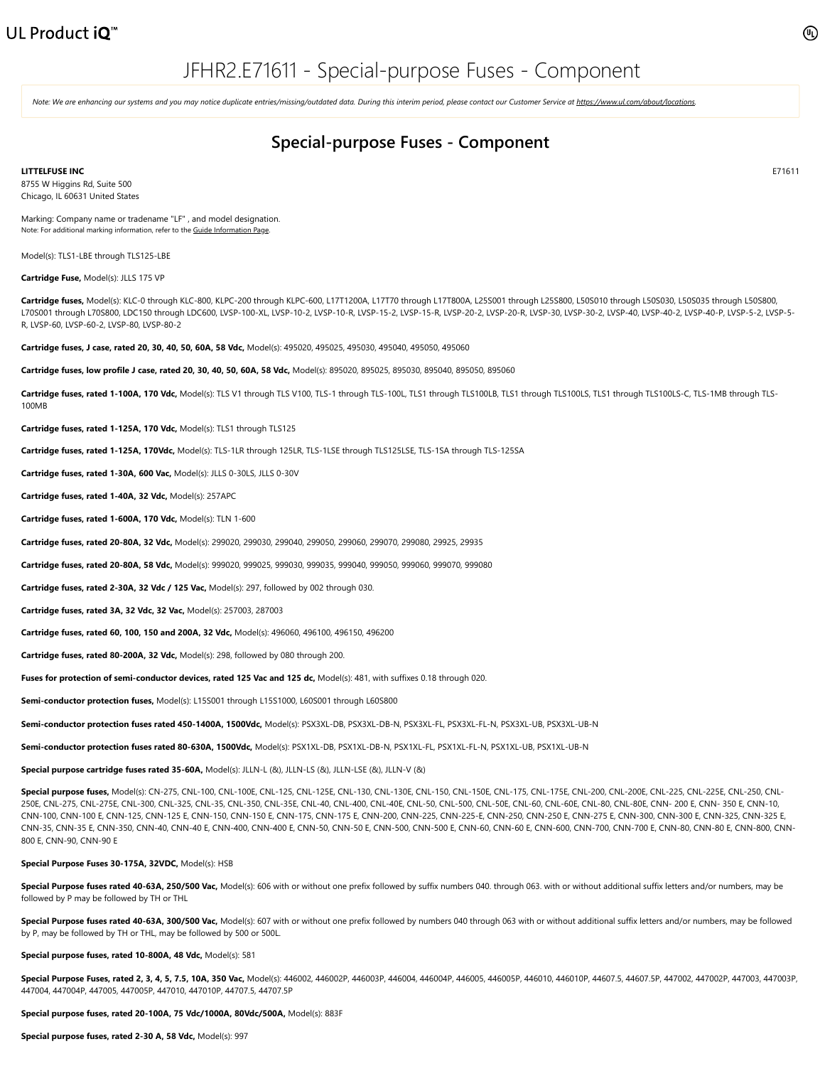UL Product iQ™

# JFHR2.E71611 - Special-purpose Fuses - Component

*Note: We are enhancing our systems and you may notice duplicate entries/missing/outdated data. During this interim period, please contact our Customer Service at https://www.ul.com/about/locations.*

## Special-purpose Fuses - Component

**LITTELFUSE INC** E71611

8755 W Higgins Rd, Suite 500
Chicago, IL 60631 United States

Marking: Company name or tradename "LF" , and model designation.
Note: For additional marking information, refer to the Guide Information Page.

Model(s): TLS1-LBE through TLS125-LBE

**Cartridge Fuse,** Model(s): JLLS 175 VP

**Cartridge fuses,** Model(s): KLC-0 through KLC-800, KLPC-200 through KLPC-600, L17T1200A, L17T70 through L17T800A, L25S001 through L25S800, L50S010 through L50S030, L50S035 through L50S800, L70S001 through L70S800, LDC150 through LDC600, LVSP-100-XL, LVSP-10-2, LVSP-10-R, LVSP-15-2, LVSP-15-R, LVSP-20-2, LVSP-20-R, LVSP-30, LVSP-30-2, LVSP-40, LVSP-40-2, LVSP-40-P, LVSP-5-2, LVSP-5-R, LVSP-60, LVSP-60-2, LVSP-80, LVSP-80-2

**Cartridge fuses, J case, rated 20, 30, 40, 50, 60A, 58 Vdc,** Model(s): 495020, 495025, 495030, 495040, 495050, 495060

**Cartridge fuses, low profile J case, rated 20, 30, 40, 50, 60A, 58 Vdc,** Model(s): 895020, 895025, 895030, 895040, 895050, 895060

**Cartridge fuses, rated 1-100A, 170 Vdc,** Model(s): TLS V1 through TLS V100, TLS-1 through TLS-100L, TLS1 through TLS100LB, TLS1 through TLS100LS, TLS1 through TLS100LS-C, TLS-1MB through TLS-100MB

**Cartridge fuses, rated 1-125A, 170 Vdc,** Model(s): TLS1 through TLS125

**Cartridge fuses, rated 1-125A, 170Vdc,** Model(s): TLS-1LR through 125LR, TLS-1LSE through TLS125LSE, TLS-1SA through TLS-125SA

**Cartridge fuses, rated 1-30A, 600 Vac,** Model(s): JLLS 0-30LS, JLLS 0-30V

**Cartridge fuses, rated 1-40A, 32 Vdc,** Model(s): 257APC

**Cartridge fuses, rated 1-600A, 170 Vdc,** Model(s): TLN 1-600

**Cartridge fuses, rated 20-80A, 32 Vdc,** Model(s): 299020, 299030, 299040, 299050, 299060, 299070, 299080, 29925, 29935

**Cartridge fuses, rated 20-80A, 58 Vdc,** Model(s): 999020, 999025, 999030, 999035, 999040, 999050, 999060, 999070, 999080

**Cartridge fuses, rated 2-30A, 32 Vdc / 125 Vac,** Model(s): 297, followed by 002 through 030.

**Cartridge fuses, rated 3A, 32 Vdc, 32 Vac,** Model(s): 257003, 287003

**Cartridge fuses, rated 60, 100, 150 and 200A, 32 Vdc,** Model(s): 496060, 496100, 496150, 496200

**Cartridge fuses, rated 80-200A, 32 Vdc,** Model(s): 298, followed by 080 through 200.

**Fuses for protection of semi-conductor devices, rated 125 Vac and 125 dc,** Model(s): 481, with suffixes 0.18 through 020.

**Semi-conductor protection fuses,** Model(s): L15S001 through L15S1000, L60S001 through L60S800

**Semi-conductor protection fuses rated 450-1400A, 1500Vdc,** Model(s): PSX3XL-DB, PSX3XL-DB-N, PSX3XL-FL, PSX3XL-FL-N, PSX3XL-UB, PSX3XL-UB-N

**Semi-conductor protection fuses rated 80-630A, 1500Vdc,** Model(s): PSX1XL-DB, PSX1XL-DB-N, PSX1XL-FL, PSX1XL-FL-N, PSX1XL-UB, PSX1XL-UB-N

**Special purpose cartridge fuses rated 35-60A,** Model(s): JLLN-L (&), JLLN-LS (&), JLLN-LSE (&), JLLN-V (&)

**Special purpose fuses,** Model(s): CN-275, CNL-100, CNL-100E, CNL-125, CNL-125E, CNL-130, CNL-130E, CNL-150, CNL-150E, CNL-175, CNL-175E, CNL-200, CNL-200E, CNL-225, CNL-225E, CNL-250, CNL-250E, CNL-275, CNL-275E, CNL-300, CNL-325, CNL-35, CNL-350, CNL-35E, CNL-40, CNL-400, CNL-40E, CNL-50, CNL-500, CNL-50E, CNL-60, CNL-60E, CNL-80, CNL-80E, CNN- 200 E, CNN- 350 E, CNN-10, CNN-100, CNN-100 E, CNN-125, CNN-125 E, CNN-150, CNN-150 E, CNN-175, CNN-175 E, CNN-200, CNN-225, CNN-225-E, CNN-250, CNN-250 E, CNN-275 E, CNN-300, CNN-300 E, CNN-325, CNN-325 E, CNN-35, CNN-35 E, CNN-350, CNN-40, CNN-40 E, CNN-400, CNN-400 E, CNN-50, CNN-50 E, CNN-500, CNN-500 E, CNN-60, CNN-60 E, CNN-600, CNN-700, CNN-700 E, CNN-80, CNN-80 E, CNN-800, CNN-800 E, CNN-90, CNN-90 E

**Special Purpose Fuses 30-175A, 32VDC,** Model(s): HSB

**Special Purpose fuses rated 40-63A, 250/500 Vac,** Model(s): 606 with or without one prefix followed by suffix numbers 040. through 063. with or without additional suffix letters and/or numbers, may be followed by P may be followed by TH or THL

**Special Purpose fuses rated 40-63A, 300/500 Vac,** Model(s): 607 with or without one prefix followed by numbers 040 through 063 with or without additional suffix letters and/or numbers, may be followed by P, may be followed by TH or THL, may be followed by 500 or 500L.

**Special purpose fuses, rated 10-800A, 48 Vdc,** Model(s): 581

**Special Purpose Fuses, rated 2, 3, 4, 5, 7.5, 10A, 350 Vac,** Model(s): 446002, 446002P, 446003P, 446004, 446004P, 446005, 446005P, 446010, 446010P, 44607.5, 44607.5P, 447002, 447002P, 447003, 447003P, 447004, 447004P, 447005, 447005P, 447010, 447010P, 44707.5, 44707.5P

**Special purpose fuses, rated 20-100A, 75 Vdc/1000A, 80Vdc/500A,** Model(s): 883F

**Special purpose fuses, rated 2-30 A, 58 Vdc,** Model(s): 997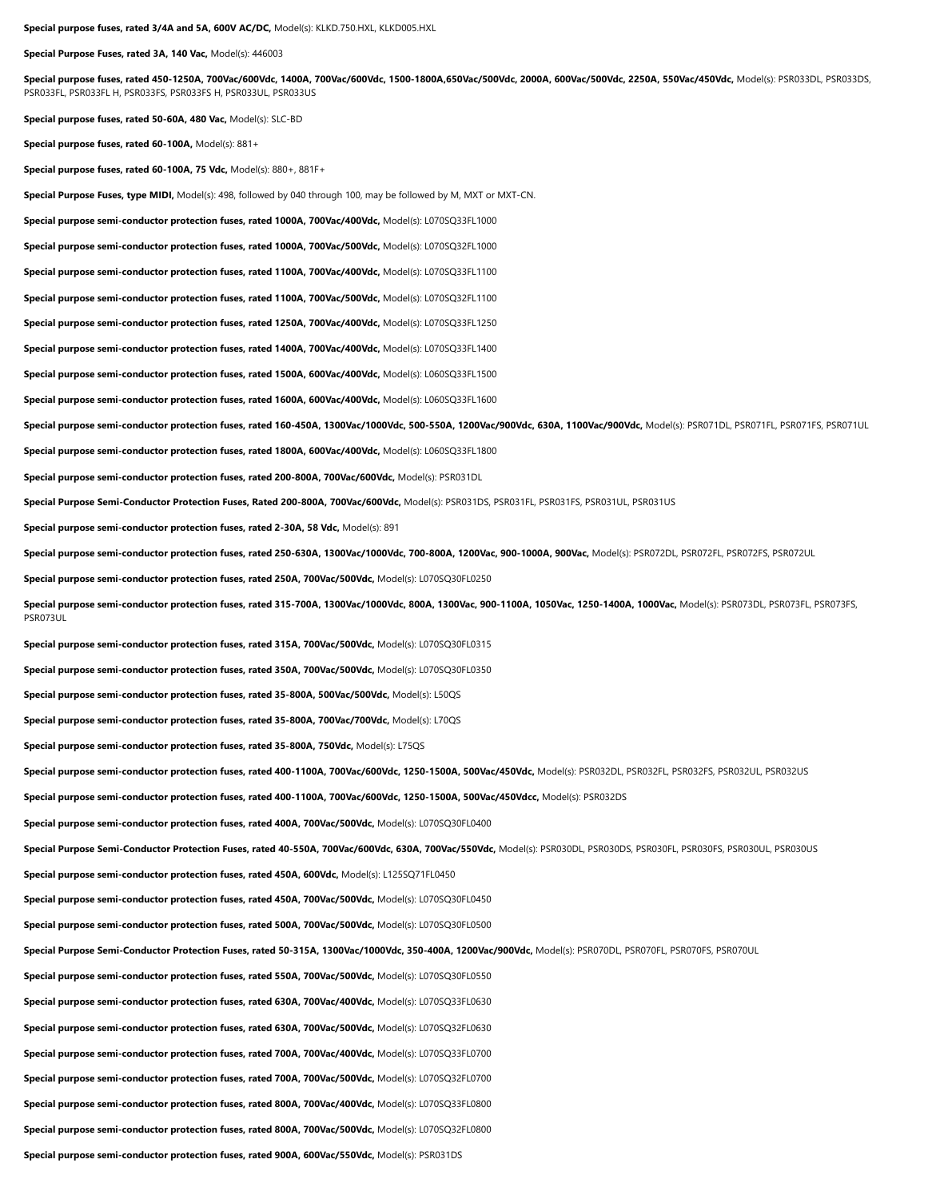**Special purpose fuses, rated 3/4A and 5A, 600V AC/DC,** Model(s): KLKD.750.HXL, KLKD005.HXL

**Special Purpose Fuses, rated 3A, 140 Vac,** Model(s): 446003

**Special purpose fuses, rated 450-1250A, 700Vac/600Vdc, 1400A, 700Vac/600Vdc, 1500-1800A,650Vac/500Vdc, 2000A, 600Vac/500Vdc, 2250A, 550Vac/450Vdc,** Model(s): PSR033DL, PSR033DS, PSR033FL, PSR033FL H, PSR033FS, PSR033FS H, PSR033UL, PSR033US

**Special purpose fuses, rated 50-60A, 480 Vac,** Model(s): SLC-BD

**Special purpose fuses, rated 60-100A,** Model(s): 881+

**Special purpose fuses, rated 60-100A, 75 Vdc,** Model(s): 880+, 881F+

**Special Purpose Fuses, type MIDI,** Model(s): 498, followed by 040 through 100, may be followed by M, MXT or MXT-CN.

**Special purpose semi-conductor protection fuses, rated 1000A, 700Vac/400Vdc,** Model(s): L070SQ33FL1000

**Special purpose semi-conductor protection fuses, rated 1000A, 700Vac/500Vdc,** Model(s): L070SQ32FL1000

**Special purpose semi-conductor protection fuses, rated 1100A, 700Vac/400Vdc,** Model(s): L070SQ33FL1100

**Special purpose semi-conductor protection fuses, rated 1100A, 700Vac/500Vdc,** Model(s): L070SQ32FL1100

**Special purpose semi-conductor protection fuses, rated 1250A, 700Vac/400Vdc,** Model(s): L070SQ33FL1250

**Special purpose semi-conductor protection fuses, rated 1400A, 700Vac/400Vdc,** Model(s): L070SQ33FL1400

**Special purpose semi-conductor protection fuses, rated 1500A, 600Vac/400Vdc,** Model(s): L060SQ33FL1500

**Special purpose semi-conductor protection fuses, rated 1600A, 600Vac/400Vdc,** Model(s): L060SQ33FL1600

**Special purpose semi-conductor protection fuses, rated 160-450A, 1300Vac/1000Vdc, 500-550A, 1200Vac/900Vdc, 630A, 1100Vac/900Vdc,** Model(s): PSR071DL, PSR071FL, PSR071FS, PSR071UL

**Special purpose semi-conductor protection fuses, rated 1800A, 600Vac/400Vdc,** Model(s): L060SQ33FL1800

**Special purpose semi-conductor protection fuses, rated 200-800A, 700Vac/600Vdc,** Model(s): PSR031DL

**Special Purpose Semi-Conductor Protection Fuses, Rated 200-800A, 700Vac/600Vdc,** Model(s): PSR031DS, PSR031FL, PSR031FS, PSR031UL, PSR031US

**Special purpose semi-conductor protection fuses, rated 2-30A, 58 Vdc,** Model(s): 891

**Special purpose semi-conductor protection fuses, rated 250-630A, 1300Vac/1000Vdc, 700-800A, 1200Vac, 900-1000A, 900Vac,** Model(s): PSR072DL, PSR072FL, PSR072FS, PSR072UL

**Special purpose semi-conductor protection fuses, rated 250A, 700Vac/500Vdc,** Model(s): L070SQ30FL0250

**Special purpose semi-conductor protection fuses, rated 315-700A, 1300Vac/1000Vdc, 800A, 1300Vac, 900-1100A, 1050Vac, 1250-1400A, 1000Vac,** Model(s): PSR073DL, PSR073FL, PSR073FS, PSR073UL

**Special purpose semi-conductor protection fuses, rated 315A, 700Vac/500Vdc,** Model(s): L070SQ30FL0315

**Special purpose semi-conductor protection fuses, rated 350A, 700Vac/500Vdc,** Model(s): L070SQ30FL0350

**Special purpose semi-conductor protection fuses, rated 35-800A, 500Vac/500Vdc,** Model(s): L50QS

**Special purpose semi-conductor protection fuses, rated 35-800A, 700Vac/700Vdc,** Model(s): L70QS

**Special purpose semi-conductor protection fuses, rated 35-800A, 750Vdc,** Model(s): L75QS

**Special purpose semi-conductor protection fuses, rated 400-1100A, 700Vac/600Vdc, 1250-1500A, 500Vac/450Vdc,** Model(s): PSR032DL, PSR032FL, PSR032FS, PSR032UL, PSR032US

**Special purpose semi-conductor protection fuses, rated 400-1100A, 700Vac/600Vdc, 1250-1500A, 500Vac/450Vdcc,** Model(s): PSR032DS

**Special purpose semi-conductor protection fuses, rated 400A, 700Vac/500Vdc,** Model(s): L070SQ30FL0400

**Special Purpose Semi-Conductor Protection Fuses, rated 40-550A, 700Vac/600Vdc, 630A, 700Vac/550Vdc,** Model(s): PSR030DL, PSR030DS, PSR030FL, PSR030FS, PSR030UL, PSR030US

**Special purpose semi-conductor protection fuses, rated 450A, 600Vdc,** Model(s): L125SQ71FL0450

**Special purpose semi-conductor protection fuses, rated 450A, 700Vac/500Vdc,** Model(s): L070SQ30FL0450

**Special purpose semi-conductor protection fuses, rated 500A, 700Vac/500Vdc,** Model(s): L070SQ30FL0500

**Special Purpose Semi-Conductor Protection Fuses, rated 50-315A, 1300Vac/1000Vdc, 350-400A, 1200Vac/900Vdc,** Model(s): PSR070DL, PSR070FL, PSR070FS, PSR070UL

**Special purpose semi-conductor protection fuses, rated 550A, 700Vac/500Vdc,** Model(s): L070SQ30FL0550

**Special purpose semi-conductor protection fuses, rated 630A, 700Vac/400Vdc,** Model(s): L070SQ33FL0630

**Special purpose semi-conductor protection fuses, rated 630A, 700Vac/500Vdc,** Model(s): L070SQ32FL0630

**Special purpose semi-conductor protection fuses, rated 700A, 700Vac/400Vdc,** Model(s): L070SQ33FL0700

**Special purpose semi-conductor protection fuses, rated 700A, 700Vac/500Vdc,** Model(s): L070SQ32FL0700

**Special purpose semi-conductor protection fuses, rated 800A, 700Vac/400Vdc,** Model(s): L070SQ33FL0800

**Special purpose semi-conductor protection fuses, rated 800A, 700Vac/500Vdc,** Model(s): L070SQ32FL0800

**Special purpose semi-conductor protection fuses, rated 900A, 600Vac/550Vdc,** Model(s): PSR031DS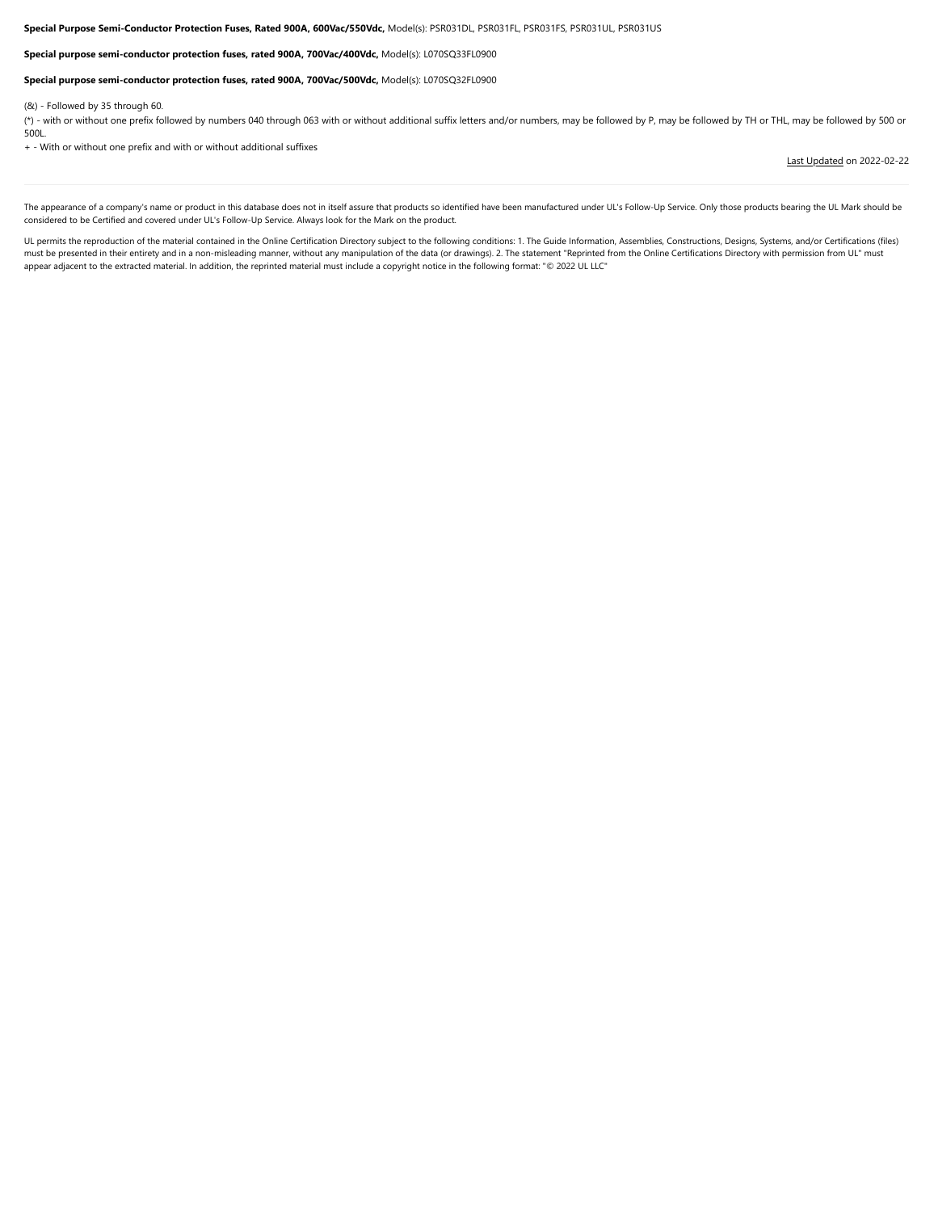**Special Purpose Semi-Conductor Protection Fuses, Rated 900A, 600Vac/550Vdc,** Model(s): PSR031DL, PSR031FL, PSR031FS, PSR031UL, PSR031US

**Special purpose semi-conductor protection fuses, rated 900A, 700Vac/400Vdc,** Model(s): L070SQ33FL0900

**Special purpose semi-conductor protection fuses, rated 900A, 700Vac/500Vdc,** Model(s): L070SQ32FL0900

(&) - Followed by 35 through 60.

(*) - with or without one prefix followed by numbers 040 through 063 with or without additional suffix letters and/or numbers, may be followed by P, may be followed by TH or THL, may be followed by 500 or 500L.

+ - With or without one prefix and with or without additional suffixes

Last Updated on 2022-02-22

---

The appearance of a company's name or product in this database does not in itself assure that products so identified have been manufactured under UL's Follow-Up Service. Only those products bearing the UL Mark should be considered to be Certified and covered under UL's Follow-Up Service. Always look for the Mark on the product.

UL permits the reproduction of the material contained in the Online Certification Directory subject to the following conditions: 1. The Guide Information, Assemblies, Constructions, Designs, Systems, and/or Certifications (files) must be presented in their entirety and in a non-misleading manner, without any manipulation of the data (or drawings). 2. The statement "Reprinted from the Online Certifications Directory with permission from UL" must appear adjacent to the extracted material. In addition, the reprinted material must include a copyright notice in the following format: "© 2022 UL LLC"